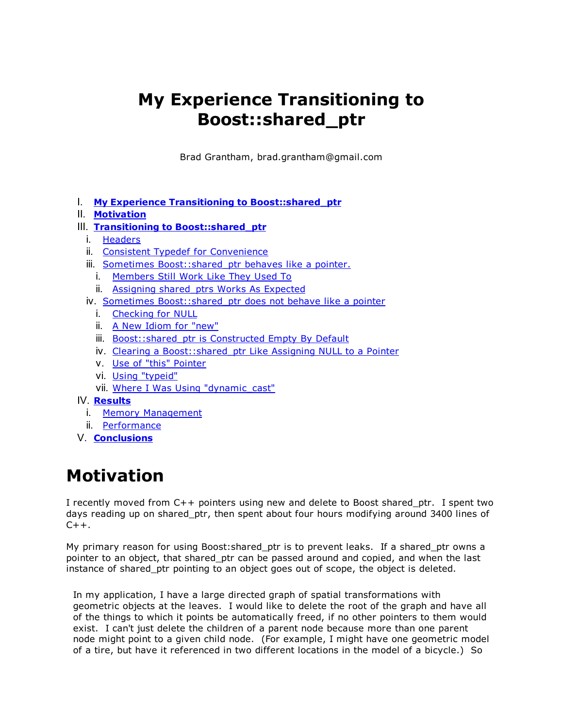# My Experience Transitioning to Boost::shared_ptr

Brad Grantham, brad.grantham@gmail.com

I. **My Experience Transitioning to Boost::shared_ptr**
II. **Motivation**
III. **Transitioning to Boost::shared_ptr**
   i. Headers
   ii. Consistent Typedef for Convenience
   iii. Sometimes Boost::shared_ptr behaves like a pointer.
      i. Members Still Work Like They Used To
      ii. Assigning shared_ptrs Works As Expected
   iv. Sometimes Boost::shared_ptr does not behave like a pointer
      i. Checking for NULL
      ii. A New Idiom for "new"
      iii. Boost::shared_ptr is Constructed Empty By Default
      iv. Clearing a Boost::shared_ptr Like Assigning NULL to a Pointer
      v. Use of "this" Pointer
      vi. Using "typeid"
      vii. Where I Was Using "dynamic_cast"
IV. **Results**
   i. Memory Management
   ii. Performance
V. **Conclusions**

# Motivation

I recently moved from C++ pointers using new and delete to Boost shared_ptr. I spent two days reading up on shared_ptr, then spent about four hours modifying around 3400 lines of C++.

My primary reason for using Boost:shared_ptr is to prevent leaks. If a shared_ptr owns a pointer to an object, that shared_ptr can be passed around and copied, and when the last instance of shared_ptr pointing to an object goes out of scope, the object is deleted.

In my application, I have a large directed graph of spatial transformations with geometric objects at the leaves. I would like to delete the root of the graph and have all of the things to which it points be automatically freed, if no other pointers to them would exist. I can't just delete the children of a parent node because more than one parent node might point to a given child node. (For example, I might have one geometric model of a tire, but have it referenced in two different locations in the model of a bicycle.) So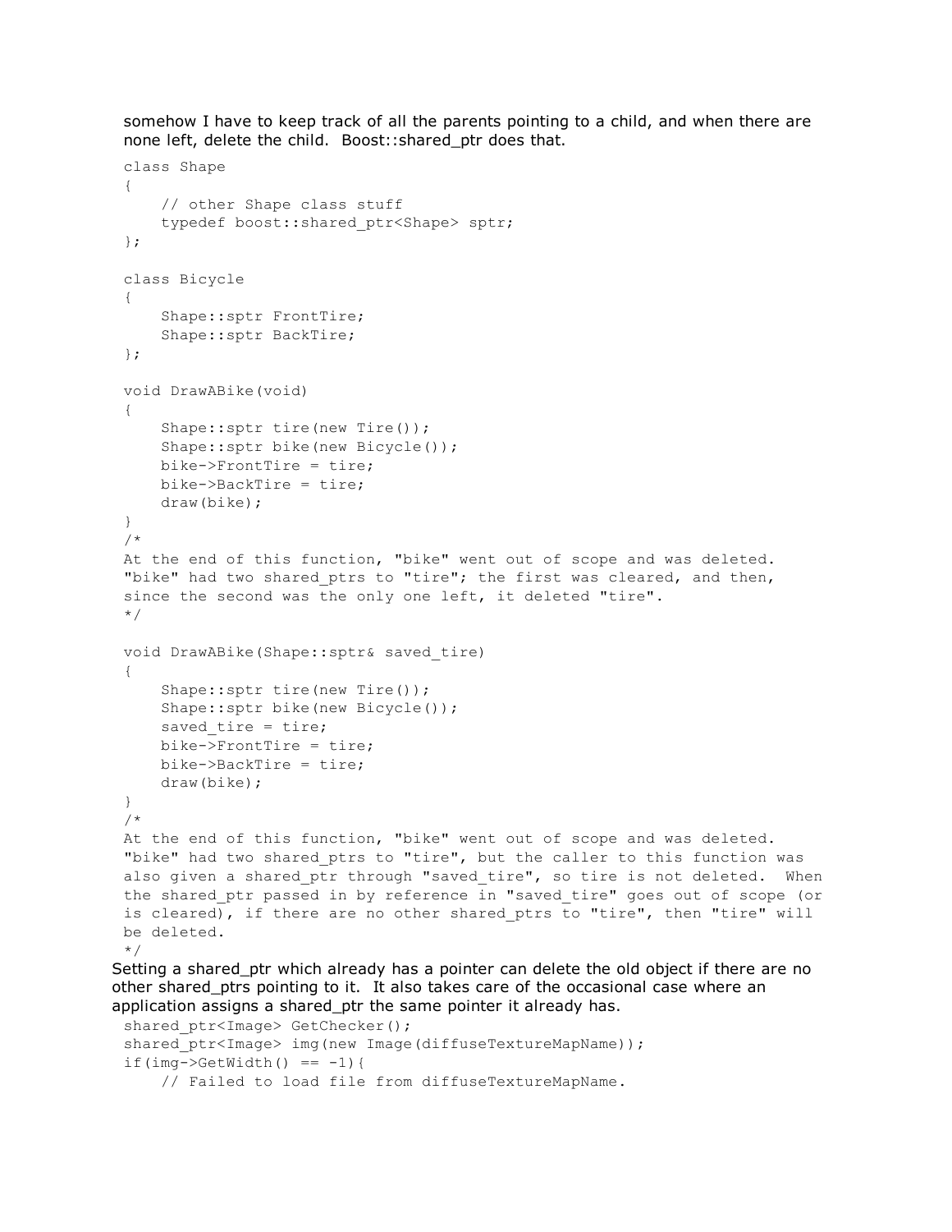somehow I have to keep track of all the parents pointing to a child, and when there are none left, delete the child. Boost::shared_ptr does that.

```
class Shape
{
    // other Shape class stuff
    typedef boost::shared_ptr<Shape> sptr;
};

class Bicycle
{
    Shape::sptr FrontTire;
    Shape::sptr BackTire;
};

void DrawABike(void)
{
    Shape::sptr tire(new Tire());
    Shape::sptr bike(new Bicycle());
    bike->FrontTire = tire;
    bike->BackTire = tire;
    draw(bike);
}
/*
At the end of this function, "bike" went out of scope and was deleted.
"bike" had two shared_ptrs to "tire"; the first was cleared, and then,
since the second was the only one left, it deleted "tire".
*/

void DrawABike(Shape::sptr& saved_tire)
{
    Shape::sptr tire(new Tire());
    Shape::sptr bike(new Bicycle());
    saved_tire = tire;
    bike->FrontTire = tire;
    bike->BackTire = tire;
    draw(bike);
}
/*
At the end of this function, "bike" went out of scope and was deleted.
"bike" had two shared_ptrs to "tire", but the caller to this function was
also given a shared_ptr through "saved_tire", so tire is not deleted.  When
the shared_ptr passed in by reference in "saved_tire" goes out of scope (or
is cleared), if there are no other shared_ptrs to "tire", then "tire" will
be deleted.
*/
```

Setting a shared_ptr which already has a pointer can delete the old object if there are no other shared_ptrs pointing to it. It also takes care of the occasional case where an application assigns a shared_ptr the same pointer it already has.

```
shared_ptr<Image> GetChecker();
shared_ptr<Image> img(new Image(diffuseTextureMapName));
if(img->GetWidth() == -1){
    // Failed to load file from diffuseTextureMapName.
```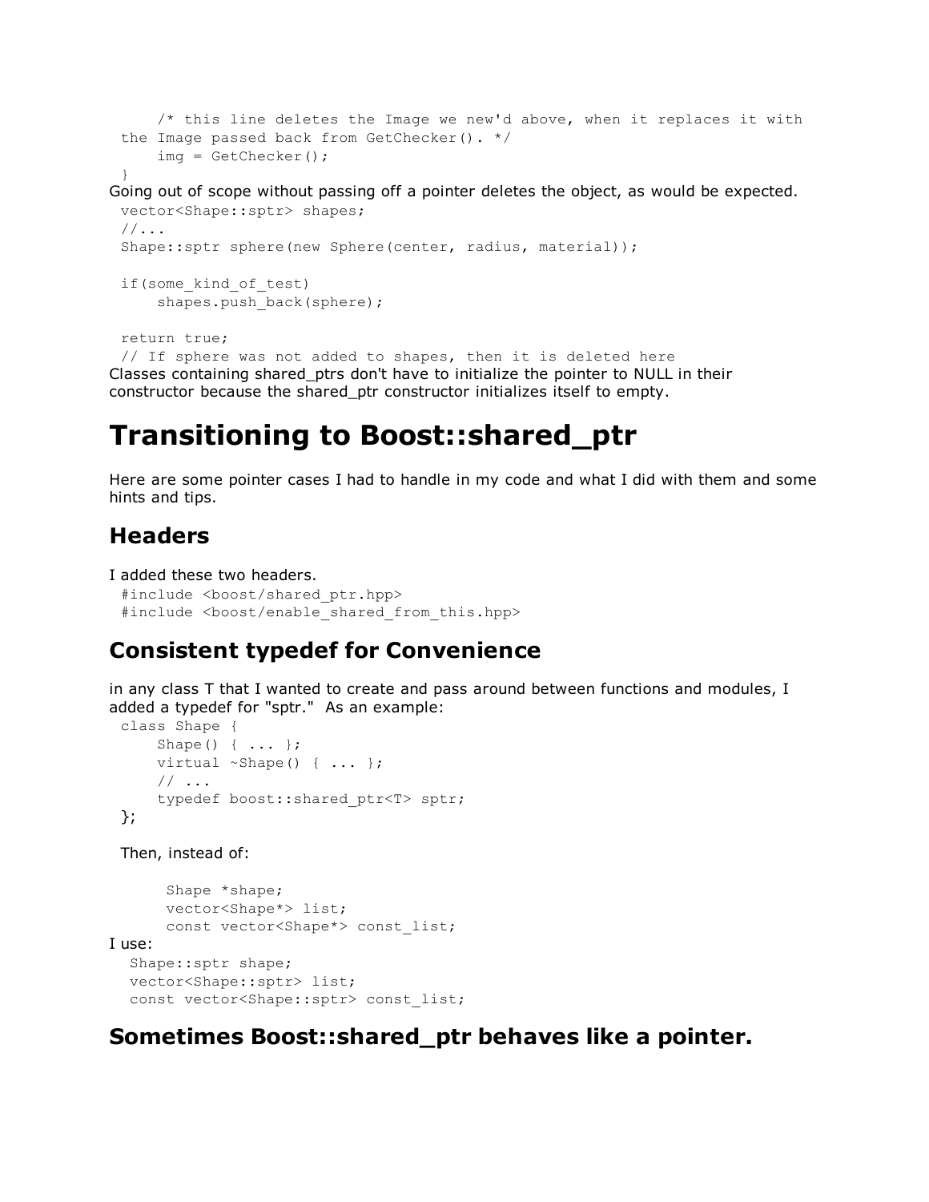```
    /* this line deletes the Image we new'd above, when it replaces it with
the Image passed back from GetChecker(). */
    img = GetChecker();
}
```

Going out of scope without passing off a pointer deletes the object, as would be expected.

```
vector<Shape::sptr> shapes;
//...
Shape::sptr sphere(new Sphere(center, radius, material));

if(some_kind_of_test)
    shapes.push_back(sphere);

return true;
// If sphere was not added to shapes, then it is deleted here
```

Classes containing shared_ptrs don't have to initialize the pointer to NULL in their constructor because the shared_ptr constructor initializes itself to empty.

# Transitioning to Boost::shared_ptr

Here are some pointer cases I had to handle in my code and what I did with them and some hints and tips.

## Headers

I added these two headers.

```
#include <boost/shared_ptr.hpp>
#include <boost/enable_shared_from_this.hpp>
```

## Consistent typedef for Convenience

in any class T that I wanted to create and pass around between functions and modules, I added a typedef for "sptr." As an example:

```
class Shape {
    Shape() { ... };
    virtual ~Shape() { ... };
    // ...
    typedef boost::shared_ptr<T> sptr;
};
```

Then, instead of:

```
Shape *shape;
vector<Shape*> list;
const vector<Shape*> const_list;
```

I use:

```
Shape::sptr shape;
vector<Shape::sptr> list;
const vector<Shape::sptr> const_list;
```

## Sometimes Boost::shared_ptr behaves like a pointer.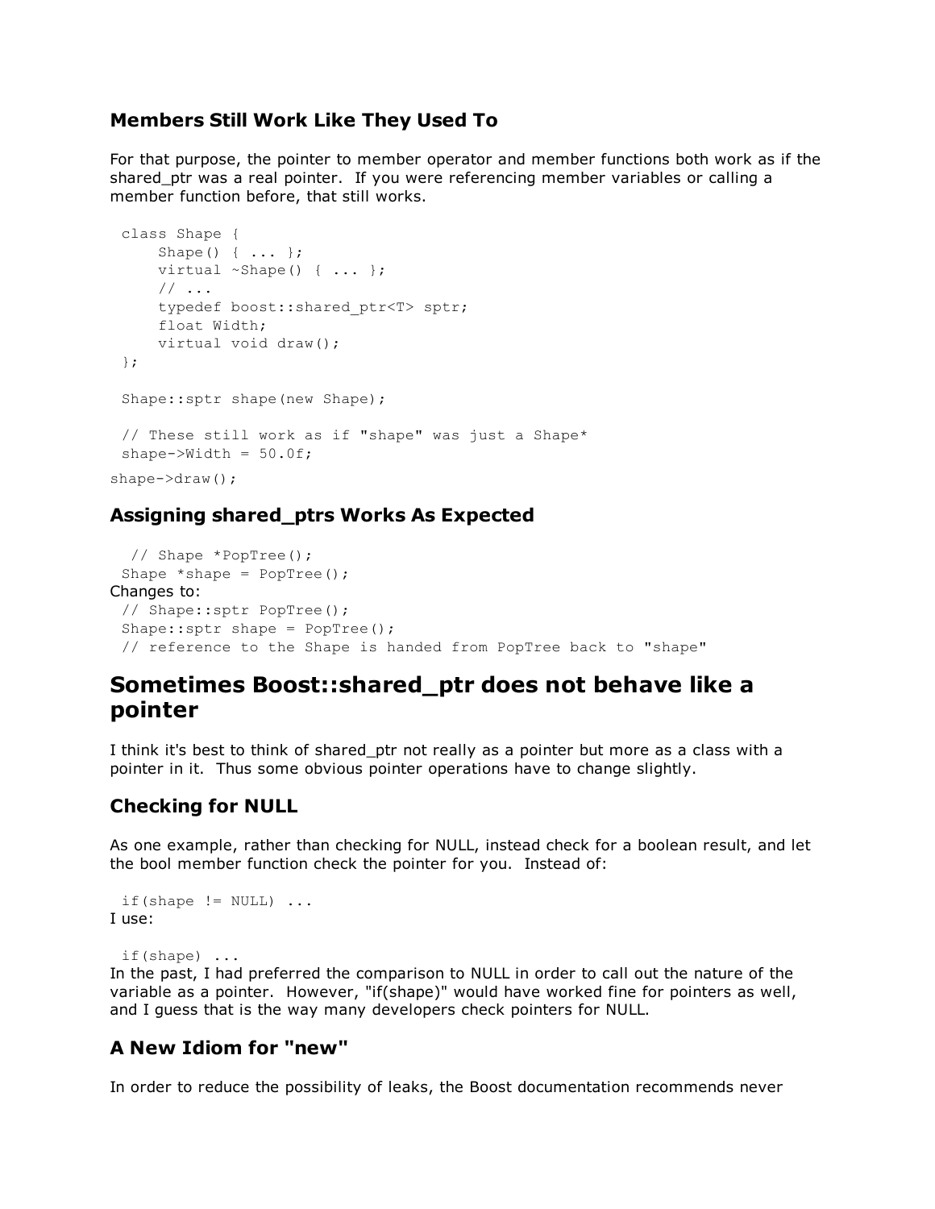### Members Still Work Like They Used To

For that purpose, the pointer to member operator and member functions both work as if the shared_ptr was a real pointer. If you were referencing member variables or calling a member function before, that still works.

```
class Shape {
    Shape() { ... };
    virtual ~Shape() { ... };
    // ...
    typedef boost::shared_ptr<T> sptr;
    float Width;
    virtual void draw();
};

Shape::sptr shape(new Shape);

// These still work as if "shape" was just a Shape*
shape->Width = 50.0f;
shape->draw();
```

### Assigning shared_ptrs Works As Expected

```
// Shape *PopTree();
Shape *shape = PopTree();
```

Changes to:

```
// Shape::sptr PopTree();
Shape::sptr shape = PopTree();
// reference to the Shape is handed from PopTree back to "shape"
```

## Sometimes Boost::shared_ptr does not behave like a pointer

I think it's best to think of shared_ptr not really as a pointer but more as a class with a pointer in it. Thus some obvious pointer operations have to change slightly.

### Checking for NULL

As one example, rather than checking for NULL, instead check for a boolean result, and let the bool member function check the pointer for you. Instead of:

```
if(shape != NULL) ...
```

I use:

```
if(shape) ...
```

In the past, I had preferred the comparison to NULL in order to call out the nature of the variable as a pointer. However, "if(shape)" would have worked fine for pointers as well, and I guess that is the way many developers check pointers for NULL.

### A New Idiom for "new"

In order to reduce the possibility of leaks, the Boost documentation recommends never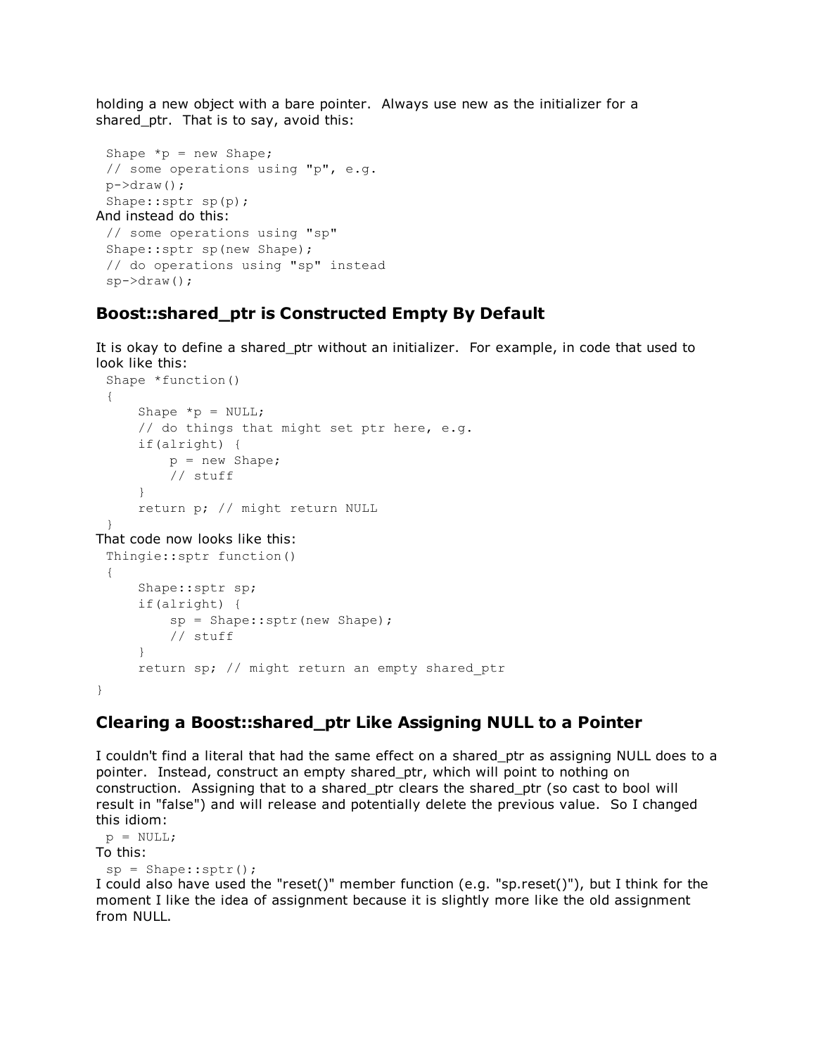holding a new object with a bare pointer. Always use new as the initializer for a shared_ptr. That is to say, avoid this:

```
Shape *p = new Shape;
// some operations using "p", e.g.
p->draw();
Shape::sptr sp(p);
```

And instead do this:

```
// some operations using "sp"
Shape::sptr sp(new Shape);
// do operations using "sp" instead
sp->draw();
```

## Boost::shared_ptr is Constructed Empty By Default

It is okay to define a shared_ptr without an initializer. For example, in code that used to look like this:

```
Shape *function()
{
    Shape *p = NULL;
    // do things that might set ptr here, e.g.
    if(alright) {
        p = new Shape;
        // stuff
    }
    return p; // might return NULL
}
```

That code now looks like this:

```
Thingie::sptr function()
{
    Shape::sptr sp;
    if(alright) {
        sp = Shape::sptr(new Shape);
        // stuff
    }
    return sp; // might return an empty shared_ptr
}
```

## Clearing a Boost::shared_ptr Like Assigning NULL to a Pointer

I couldn't find a literal that had the same effect on a shared_ptr as assigning NULL does to a pointer. Instead, construct an empty shared_ptr, which will point to nothing on construction. Assigning that to a shared_ptr clears the shared_ptr (so cast to bool will result in "false") and will release and potentially delete the previous value. So I changed this idiom:

```
p = NULL;
```

To this:

```
sp = Shape::sptr();
```

I could also have used the "reset()" member function (e.g. "sp.reset()"), but I think for the moment I like the idea of assignment because it is slightly more like the old assignment from NULL.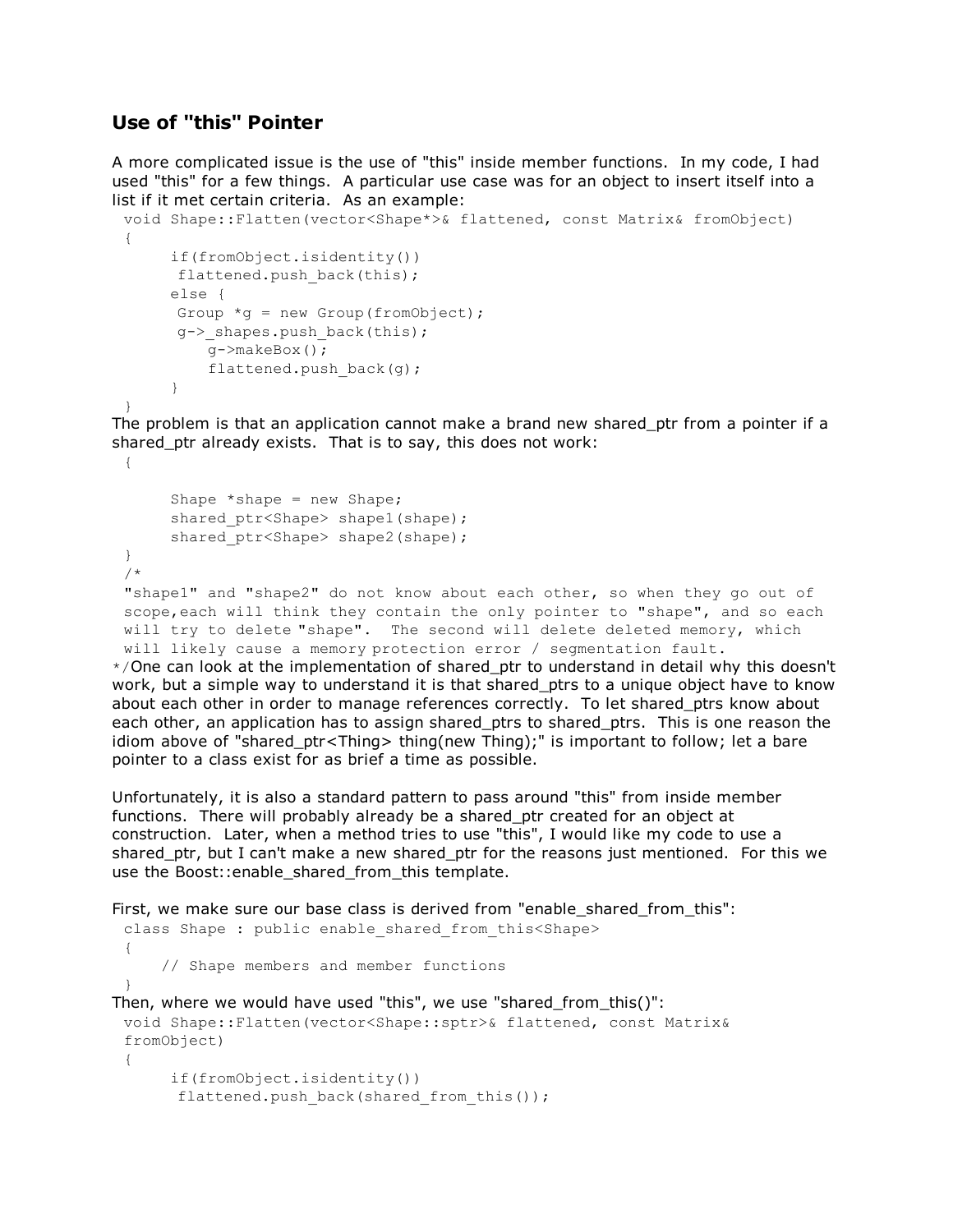## Use of "this" Pointer

A more complicated issue is the use of "this" inside member functions. In my code, I had used "this" for a few things. A particular use case was for an object to insert itself into a list if it met certain criteria. As an example:

```
void Shape::Flatten(vector<Shape*>& flattened, const Matrix& fromObject)
{
      if(fromObject.isidentity())
       flattened.push_back(this);
      else {
       Group *g = new Group(fromObject);
       g->_shapes.push_back(this);
         g->makeBox();
         flattened.push_back(g);
      }
}
```

The problem is that an application cannot make a brand new shared_ptr from a pointer if a shared_ptr already exists. That is to say, this does not work:

```
{

      Shape *shape = new Shape;
      shared_ptr<Shape> shape1(shape);
      shared_ptr<Shape> shape2(shape);
}
/*
"shape1" and "shape2" do not know about each other, so when they go out of
scope,each will think they contain the only pointer to "shape", and so each
will try to delete "shape".  The second will delete deleted memory, which
will likely cause a memory protection error / segmentation fault.
*/
```

One can look at the implementation of shared_ptr to understand in detail why this doesn't work, but a simple way to understand it is that shared_ptrs to a unique object have to know about each other in order to manage references correctly. To let shared_ptrs know about each other, an application has to assign shared_ptrs to shared_ptrs. This is one reason the idiom above of "shared_ptr<Thing> thing(new Thing);" is important to follow; let a bare pointer to a class exist for as brief a time as possible.

Unfortunately, it is also a standard pattern to pass around "this" from inside member functions. There will probably already be a shared_ptr created for an object at construction. Later, when a method tries to use "this", I would like my code to use a shared_ptr, but I can't make a new shared_ptr for the reasons just mentioned. For this we use the Boost::enable_shared_from_this template.

First, we make sure our base class is derived from "enable_shared_from_this":

```
class Shape : public enable_shared_from_this<Shape>
{
    // Shape members and member functions
}
```

Then, where we would have used "this", we use "shared_from_this()":

```
void Shape::Flatten(vector<Shape::sptr>& flattened, const Matrix&
fromObject)
{
      if(fromObject.isidentity())
       flattened.push_back(shared_from_this());
```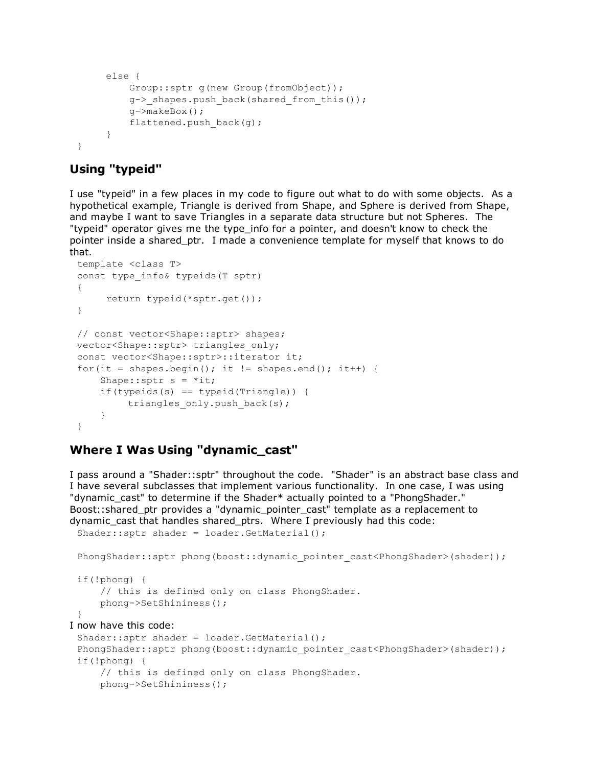```
    else {
        Group::sptr g(new Group(fromObject));
        g->_shapes.push_back(shared_from_this());
        g->makeBox();
        flattened.push_back(g);
    }
}
```

## Using "typeid"

I use "typeid" in a few places in my code to figure out what to do with some objects. As a hypothetical example, Triangle is derived from Shape, and Sphere is derived from Shape, and maybe I want to save Triangles in a separate data structure but not Spheres. The "typeid" operator gives me the type_info for a pointer, and doesn't know to check the pointer inside a shared_ptr. I made a convenience template for myself that knows to do that.

```
template <class T>
const type_info& typeids(T sptr)
{
     return typeid(*sptr.get());
}

// const vector<Shape::sptr> shapes;
vector<Shape::sptr> triangles_only;
const vector<Shape::sptr>::iterator it;
for(it = shapes.begin(); it != shapes.end(); it++) {
    Shape::sptr s = *it;
    if(typeids(s) == typeid(Triangle)) {
         triangles_only.push_back(s);
    }
}
```

## Where I Was Using "dynamic_cast"

I pass around a "Shader::sptr" throughout the code. "Shader" is an abstract base class and I have several subclasses that implement various functionality. In one case, I was using "dynamic_cast" to determine if the Shader* actually pointed to a "PhongShader." Boost::shared_ptr provides a "dynamic_pointer_cast" template as a replacement to dynamic_cast that handles shared_ptrs. Where I previously had this code:

```
Shader::sptr shader = loader.GetMaterial();

PhongShader::sptr phong(boost::dynamic_pointer_cast<PhongShader>(shader));

if(!phong) {
    // this is defined only on class PhongShader.
    phong->SetShininess();
}
```

I now have this code:

```
Shader::sptr shader = loader.GetMaterial();
PhongShader::sptr phong(boost::dynamic_pointer_cast<PhongShader>(shader));
if(!phong) {
    // this is defined only on class PhongShader.
    phong->SetShininess();
```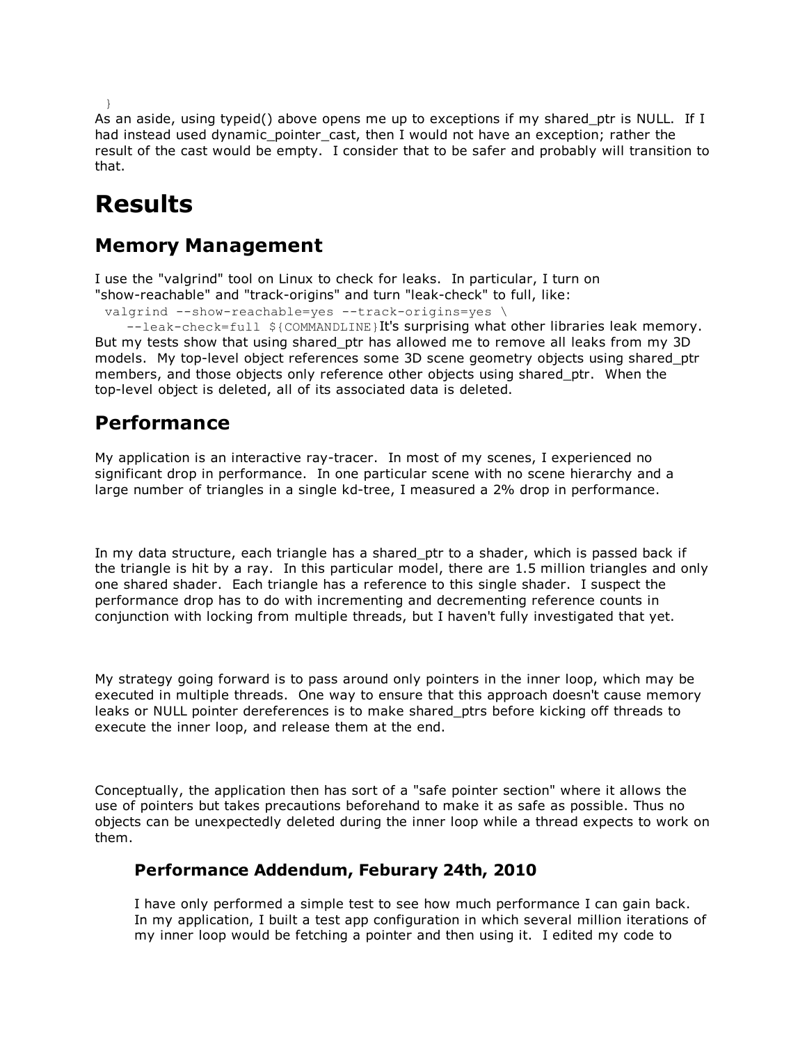```
}
```

As an aside, using typeid() above opens me up to exceptions if my shared_ptr is NULL. If I had instead used dynamic_pointer_cast, then I would not have an exception; rather the result of the cast would be empty. I consider that to be safer and probably will transition to that.

# Results

## Memory Management

I use the "valgrind" tool on Linux to check for leaks. In particular, I turn on "show-reachable" and "track-origins" and turn "leak-check" to full, like:

```
valgrind --show-reachable=yes --track-origins=yes \
   --leak-check=full ${COMMANDLINE}
```

It's surprising what other libraries leak memory. But my tests show that using shared_ptr has allowed me to remove all leaks from my 3D models. My top-level object references some 3D scene geometry objects using shared_ptr members, and those objects only reference other objects using shared_ptr. When the top-level object is deleted, all of its associated data is deleted.

## Performance

My application is an interactive ray-tracer. In most of my scenes, I experienced no significant drop in performance. In one particular scene with no scene hierarchy and a large number of triangles in a single kd-tree, I measured a 2% drop in performance.

In my data structure, each triangle has a shared_ptr to a shader, which is passed back if the triangle is hit by a ray. In this particular model, there are 1.5 million triangles and only one shared shader. Each triangle has a reference to this single shader. I suspect the performance drop has to do with incrementing and decrementing reference counts in conjunction with locking from multiple threads, but I haven't fully investigated that yet.

My strategy going forward is to pass around only pointers in the inner loop, which may be executed in multiple threads. One way to ensure that this approach doesn't cause memory leaks or NULL pointer dereferences is to make shared_ptrs before kicking off threads to execute the inner loop, and release them at the end.

Conceptually, the application then has sort of a "safe pointer section" where it allows the use of pointers but takes precautions beforehand to make it as safe as possible. Thus no objects can be unexpectedly deleted during the inner loop while a thread expects to work on them.

### Performance Addendum, Feburary 24th, 2010

I have only performed a simple test to see how much performance I can gain back. In my application, I built a test app configuration in which several million iterations of my inner loop would be fetching a pointer and then using it. I edited my code to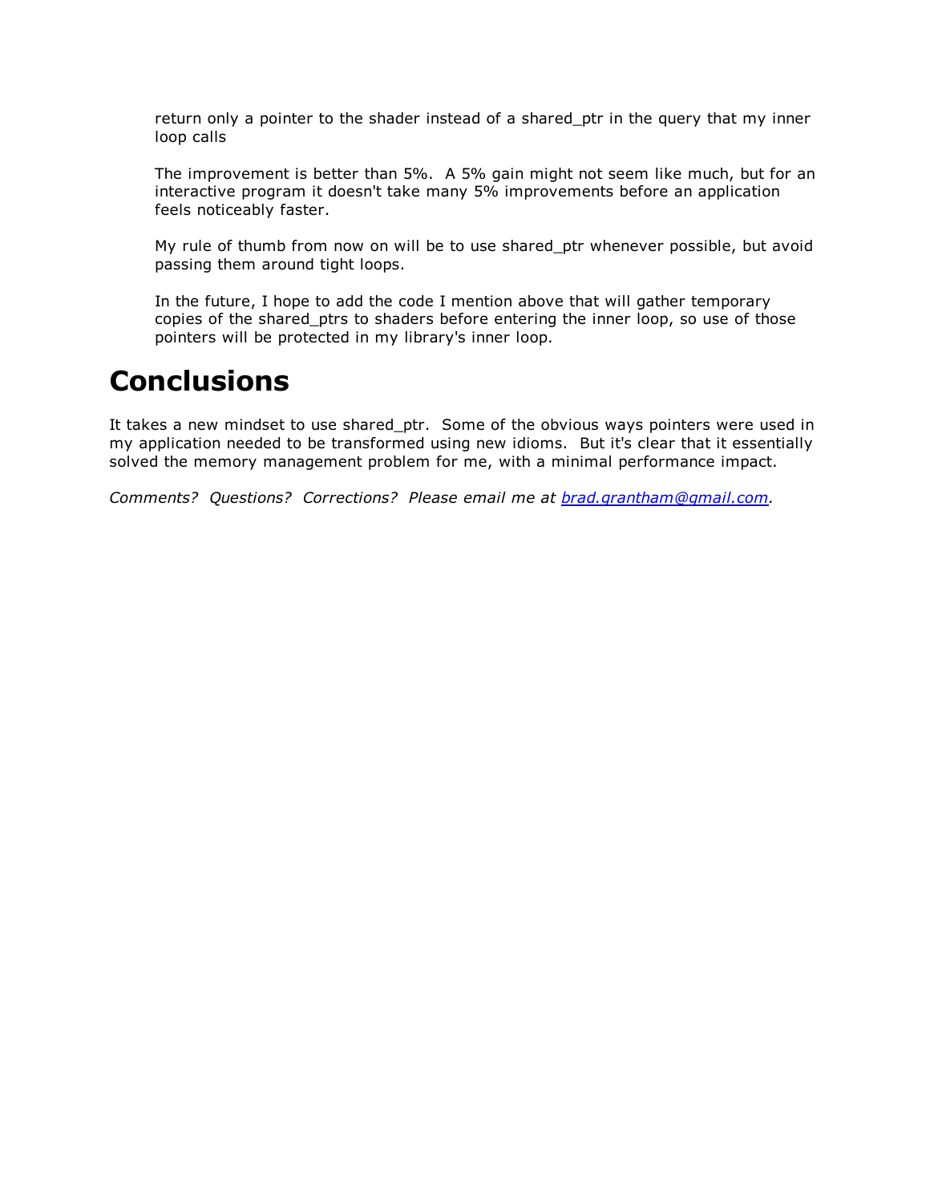return only a pointer to the shader instead of a shared_ptr in the query that my inner loop calls

The improvement is better than 5%. A 5% gain might not seem like much, but for an interactive program it doesn't take many 5% improvements before an application feels noticeably faster.

My rule of thumb from now on will be to use shared_ptr whenever possible, but avoid passing them around tight loops.

In the future, I hope to add the code I mention above that will gather temporary copies of the shared_ptrs to shaders before entering the inner loop, so use of those pointers will be protected in my library's inner loop.

# Conclusions

It takes a new mindset to use shared_ptr. Some of the obvious ways pointers were used in my application needed to be transformed using new idioms. But it's clear that it essentially solved the memory management problem for me, with a minimal performance impact.

*Comments? Questions? Corrections? Please email me at [brad.grantham@gmail.com](mailto:brad.grantham@gmail.com).*